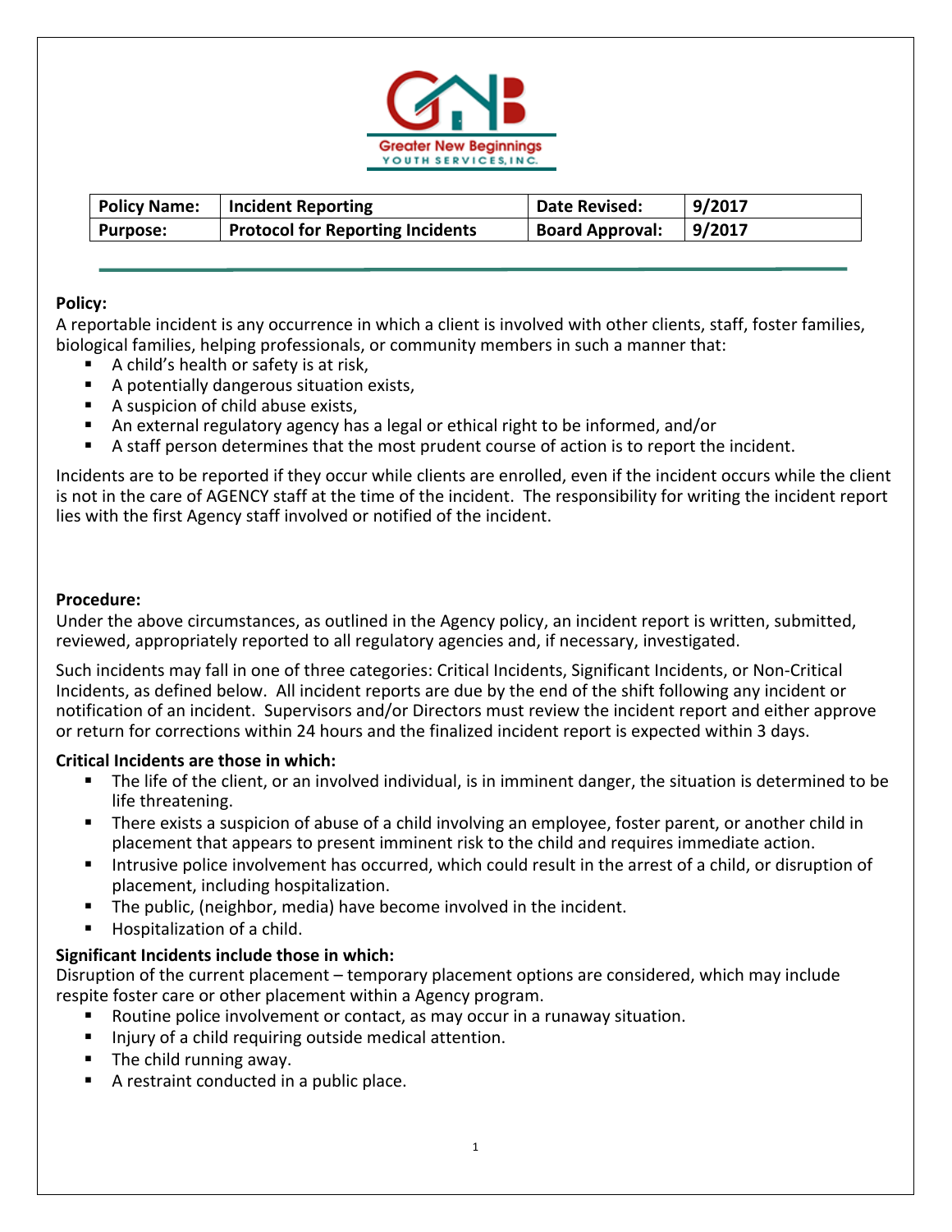Greater New Beginnings
YOUTH SERVICES, INC.

| Policy Name: | Incident Reporting | Date Revised: | 9/2017 |
|---|---|---|---|
| Purpose: | Protocol for Reporting Incidents | Board Approval: | 9/2017 |

**Policy:**
A reportable incident is any occurrence in which a client is involved with other clients, staff, foster families, biological families, helping professionals, or community members in such a manner that:

- A child's health or safety is at risk,
- A potentially dangerous situation exists,
- A suspicion of child abuse exists,
- An external regulatory agency has a legal or ethical right to be informed, and/or
- A staff person determines that the most prudent course of action is to report the incident.

Incidents are to be reported if they occur while clients are enrolled, even if the incident occurs while the client is not in the care of AGENCY staff at the time of the incident. The responsibility for writing the incident report lies with the first Agency staff involved or notified of the incident.

**Procedure:**
Under the above circumstances, as outlined in the Agency policy, an incident report is written, submitted, reviewed, appropriately reported to all regulatory agencies and, if necessary, investigated.

Such incidents may fall in one of three categories: Critical Incidents, Significant Incidents, or Non-Critical Incidents, as defined below. All incident reports are due by the end of the shift following any incident or notification of an incident. Supervisors and/or Directors must review the incident report and either approve or return for corrections within 24 hours and the finalized incident report is expected within 3 days.

**Critical Incidents are those in which:**

- The life of the client, or an involved individual, is in imminent danger, the situation is determined to be life threatening.
- There exists a suspicion of abuse of a child involving an employee, foster parent, or another child in placement that appears to present imminent risk to the child and requires immediate action.
- Intrusive police involvement has occurred, which could result in the arrest of a child, or disruption of placement, including hospitalization.
- The public, (neighbor, media) have become involved in the incident.
- Hospitalization of a child.

**Significant Incidents include those in which:**
Disruption of the current placement – temporary placement options are considered, which may include respite foster care or other placement within a Agency program.

- Routine police involvement or contact, as may occur in a runaway situation.
- Injury of a child requiring outside medical attention.
- The child running away.
- A restraint conducted in a public place.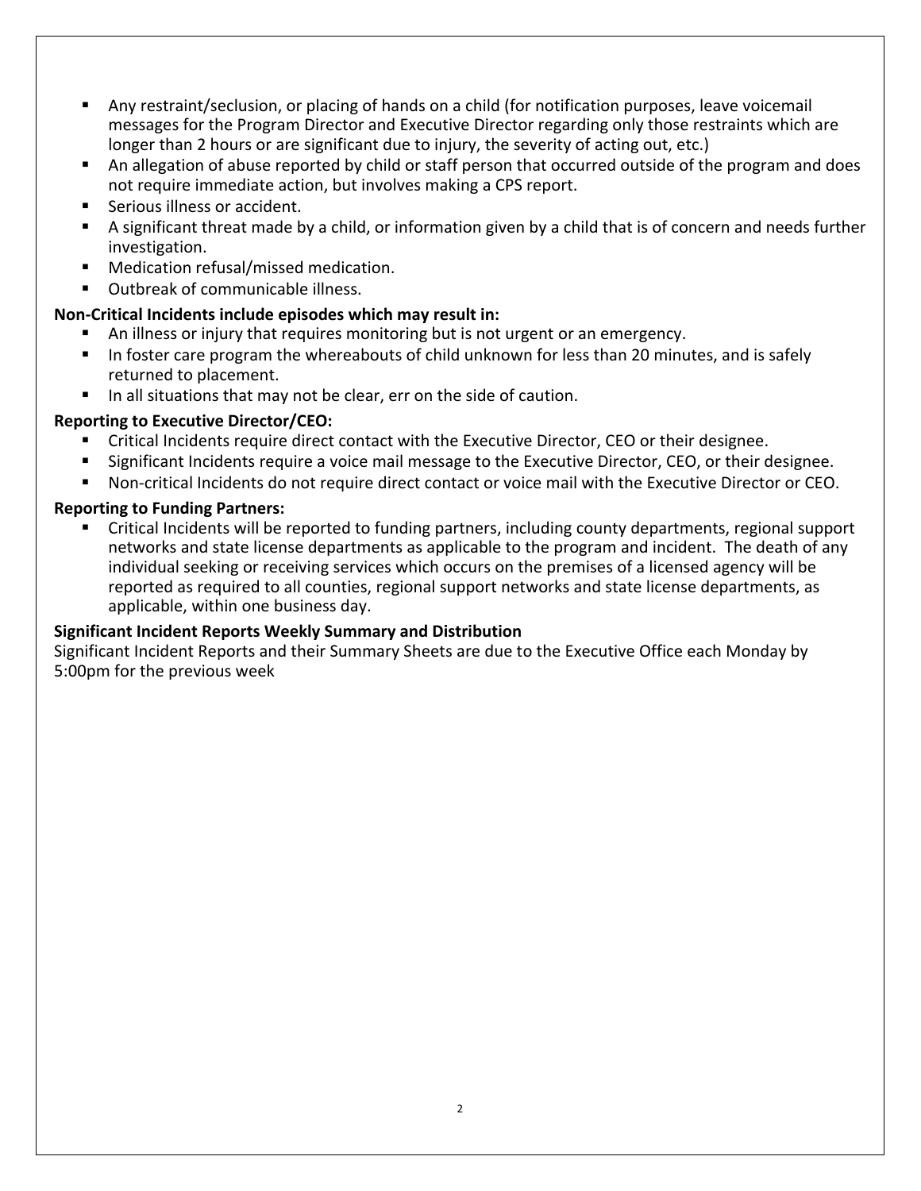- Any restraint/seclusion, or placing of hands on a child (for notification purposes, leave voicemail messages for the Program Director and Executive Director regarding only those restraints which are longer than 2 hours or are significant due to injury, the severity of acting out, etc.)
- An allegation of abuse reported by child or staff person that occurred outside of the program and does not require immediate action, but involves making a CPS report.
- Serious illness or accident.
- A significant threat made by a child, or information given by a child that is of concern and needs further investigation.
- Medication refusal/missed medication.
- Outbreak of communicable illness.

**Non-Critical Incidents include episodes which may result in:**

- An illness or injury that requires monitoring but is not urgent or an emergency.
- In foster care program the whereabouts of child unknown for less than 20 minutes, and is safely returned to placement.
- In all situations that may not be clear, err on the side of caution.

**Reporting to Executive Director/CEO:**

- Critical Incidents require direct contact with the Executive Director, CEO or their designee.
- Significant Incidents require a voice mail message to the Executive Director, CEO, or their designee.
- Non-critical Incidents do not require direct contact or voice mail with the Executive Director or CEO.

**Reporting to Funding Partners:**

- Critical Incidents will be reported to funding partners, including county departments, regional support networks and state license departments as applicable to the program and incident. The death of any individual seeking or receiving services which occurs on the premises of a licensed agency will be reported as required to all counties, regional support networks and state license departments, as applicable, within one business day.

**Significant Incident Reports Weekly Summary and Distribution**

Significant Incident Reports and their Summary Sheets are due to the Executive Office each Monday by 5:00pm for the previous week